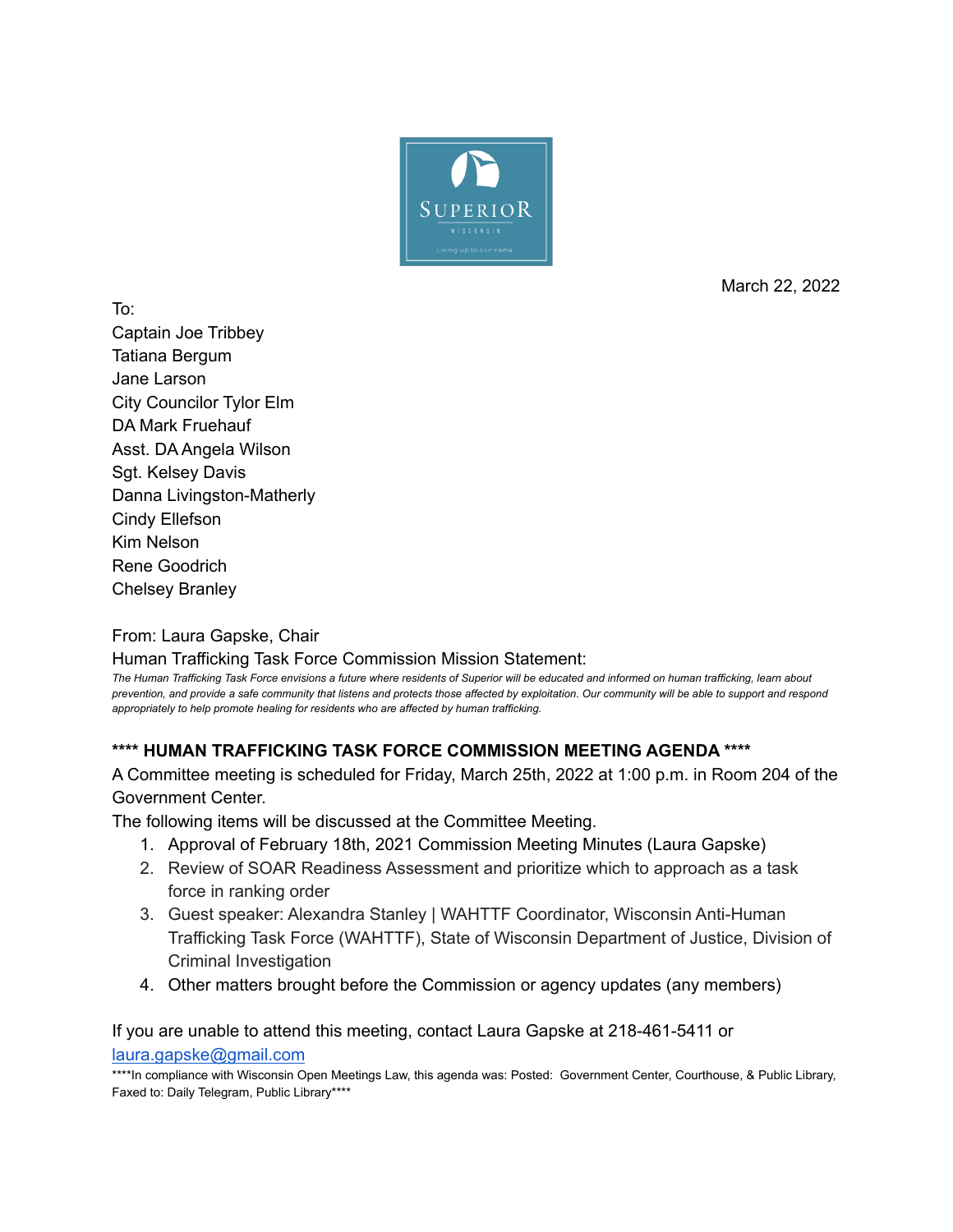March 22, 2022

To:
Captain Joe Tribbey
Tatiana Bergum
Jane Larson
City Councilor Tylor Elm
DA Mark Fruehauf
Asst. DA Angela Wilson
Sgt. Kelsey Davis
Danna Livingston-Matherly
Cindy Ellefson
Kim Nelson
Rene Goodrich
Chelsey Branley

From: Laura Gapske, Chair
Human Trafficking Task Force Commission Mission Statement:
*The Human Trafficking Task Force envisions a future where residents of Superior will be educated and informed on human trafficking, learn about prevention, and provide a safe community that listens and protects those affected by exploitation. Our community will be able to support and respond appropriately to help promote healing for residents who are affected by human trafficking.*

**\*\*\*\* HUMAN TRAFFICKING TASK FORCE COMMISSION MEETING AGENDA \*\*\*\***

A Committee meeting is scheduled for Friday, March 25th, 2022 at 1:00 p.m. in Room 204 of the Government Center.

The following items will be discussed at the Committee Meeting.

1. Approval of February 18th, 2021 Commission Meeting Minutes (Laura Gapske)
2. Review of SOAR Readiness Assessment and prioritize which to approach as a task force in ranking order
3. Guest speaker: Alexandra Stanley | WAHTTF Coordinator, Wisconsin Anti-Human Trafficking Task Force (WAHTTF), State of Wisconsin Department of Justice, Division of Criminal Investigation
4. Other matters brought before the Commission or agency updates (any members)

If you are unable to attend this meeting, contact Laura Gapske at 218-461-5411 or laura.gapske@gmail.com

\*\*\*\*In compliance with Wisconsin Open Meetings Law, this agenda was: Posted: Government Center, Courthouse, & Public Library, Faxed to: Daily Telegram, Public Library\*\*\*\*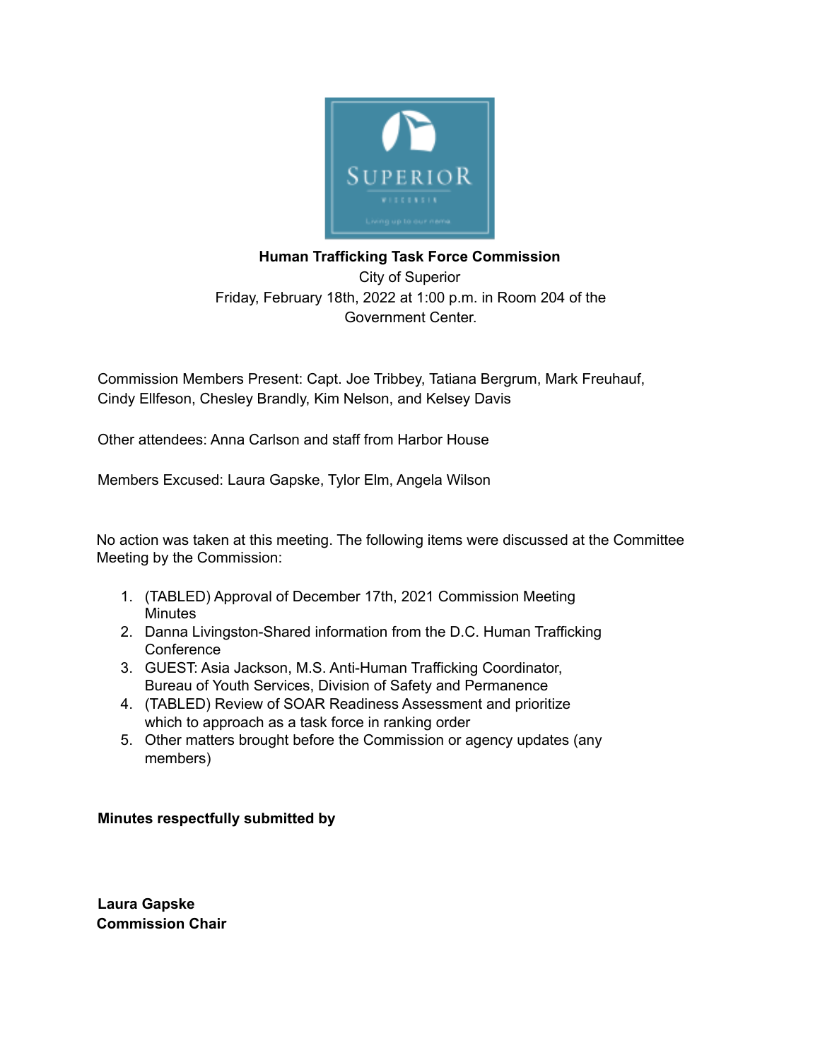**Human Trafficking Task Force Commission**

City of Superior

Friday, February 18th, 2022 at 1:00 p.m. in Room 204 of the Government Center.

Commission Members Present: Capt. Joe Tribbey, Tatiana Bergrum, Mark Freuhauf, Cindy Ellfeson, Chesley Brandly, Kim Nelson, and Kelsey Davis

Other attendees: Anna Carlson and staff from Harbor House

Members Excused: Laura Gapske, Tylor Elm, Angela Wilson

No action was taken at this meeting. The following items were discussed at the Committee Meeting by the Commission:

1. (TABLED) Approval of December 17th, 2021 Commission Meeting Minutes
2. Danna Livingston-Shared information from the D.C. Human Trafficking Conference
3. GUEST: Asia Jackson, M.S. Anti-Human Trafficking Coordinator, Bureau of Youth Services, Division of Safety and Permanence
4. (TABLED) Review of SOAR Readiness Assessment and prioritize which to approach as a task force in ranking order
5. Other matters brought before the Commission or agency updates (any members)

**Minutes respectfully submitted by**

**Laura Gapske**
**Commission Chair**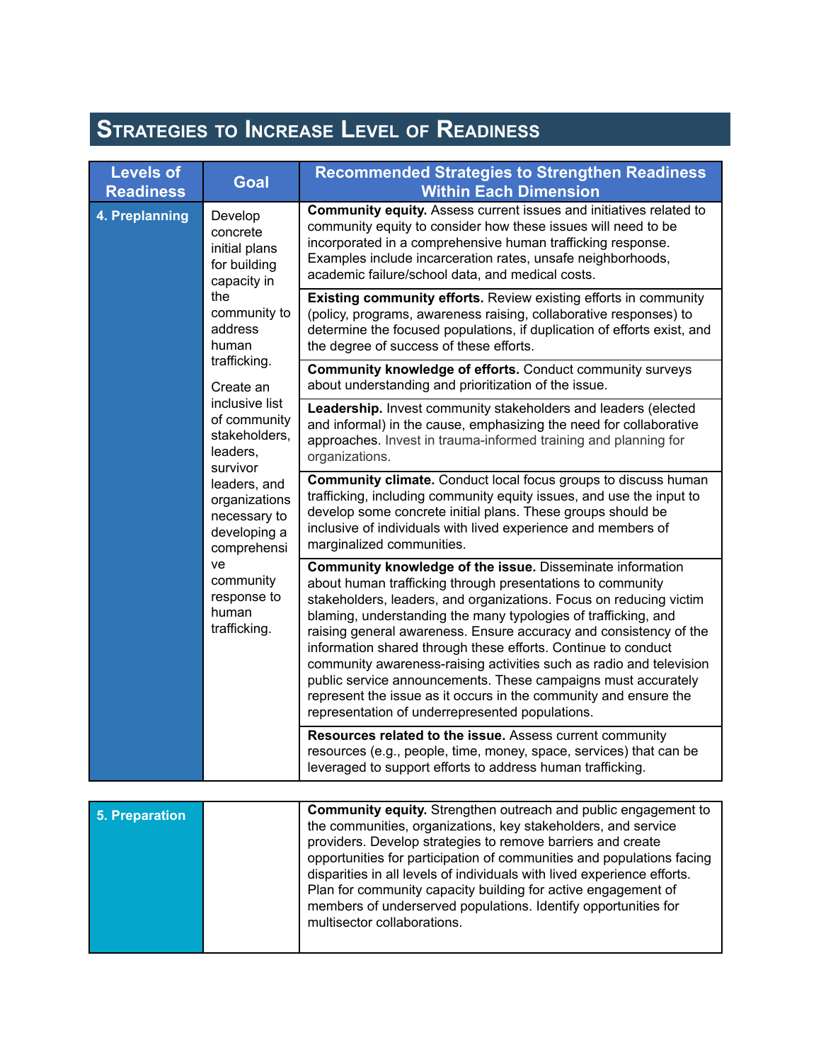## Strategies to Increase Level of Readiness

| Levels of Readiness | Goal | Recommended Strategies to Strengthen Readiness Within Each Dimension |
|---|---|---|
| **4. Preplanning** | Develop concrete initial plans for building capacity in the community to address human trafficking. Create an inclusive list of community stakeholders, leaders, survivor leaders, and organizations necessary to developing a comprehensive community response to human trafficking. | **Community equity.** Assess current issues and initiatives related to community equity to consider how these issues will need to be incorporated in a comprehensive human trafficking response. Examples include incarceration rates, unsafe neighborhoods, academic failure/school data, and medical costs. |
| | | **Existing community efforts.** Review existing efforts in community (policy, programs, awareness raising, collaborative responses) to determine the focused populations, if duplication of efforts exist, and the degree of success of these efforts. |
| | | **Community knowledge of efforts.** Conduct community surveys about understanding and prioritization of the issue. |
| | | **Leadership.** Invest community stakeholders and leaders (elected and informal) in the cause, emphasizing the need for collaborative approaches. Invest in trauma-informed training and planning for organizations. |
| | | **Community climate.** Conduct local focus groups to discuss human trafficking, including community equity issues, and use the input to develop some concrete initial plans. These groups should be inclusive of individuals with lived experience and members of marginalized communities. |
| | | **Community knowledge of the issue.** Disseminate information about human trafficking through presentations to community stakeholders, leaders, and organizations. Focus on reducing victim blaming, understanding the many typologies of trafficking, and raising general awareness. Ensure accuracy and consistency of the information shared through these efforts. Continue to conduct community awareness-raising activities such as radio and television public service announcements. These campaigns must accurately represent the issue as it occurs in the community and ensure the representation of underrepresented populations. |
| | | **Resources related to the issue.** Assess current community resources (e.g., people, time, money, space, services) that can be leveraged to support efforts to address human trafficking. |
| **5. Preparation** | | **Community equity.** Strengthen outreach and public engagement to the communities, organizations, key stakeholders, and service providers. Develop strategies to remove barriers and create opportunities for participation of communities and populations facing disparities in all levels of individuals with lived experience efforts. Plan for community capacity building for active engagement of members of underserved populations. Identify opportunities for multisector collaborations. |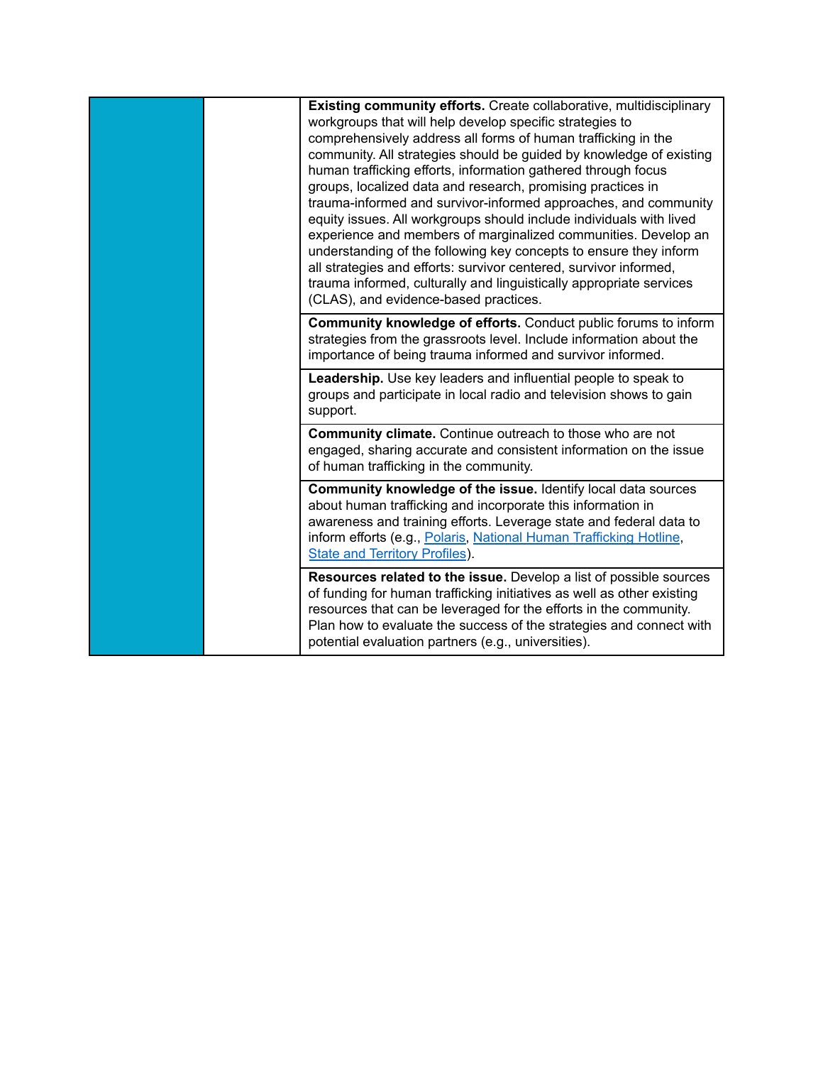| | | |
|---|---|---|
| | | **Existing community efforts.** Create collaborative, multidisciplinary workgroups that will help develop specific strategies to comprehensively address all forms of human trafficking in the community. All strategies should be guided by knowledge of existing human trafficking efforts, information gathered through focus groups, localized data and research, promising practices in trauma-informed and survivor-informed approaches, and community equity issues. All workgroups should include individuals with lived experience and members of marginalized communities. Develop an understanding of the following key concepts to ensure they inform all strategies and efforts: survivor centered, survivor informed, trauma informed, culturally and linguistically appropriate services (CLAS), and evidence-based practices. |
| | | **Community knowledge of efforts.** Conduct public forums to inform strategies from the grassroots level. Include information about the importance of being trauma informed and survivor informed. |
| | | **Leadership.** Use key leaders and influential people to speak to groups and participate in local radio and television shows to gain support. |
| | | **Community climate.** Continue outreach to those who are not engaged, sharing accurate and consistent information on the issue of human trafficking in the community. |
| | | **Community knowledge of the issue.** Identify local data sources about human trafficking and incorporate this information in awareness and training efforts. Leverage state and federal data to inform efforts (e.g., Polaris, National Human Trafficking Hotline, State and Territory Profiles). |
| | | **Resources related to the issue.** Develop a list of possible sources of funding for human trafficking initiatives as well as other existing resources that can be leveraged for the efforts in the community. Plan how to evaluate the success of the strategies and connect with potential evaluation partners (e.g., universities). |